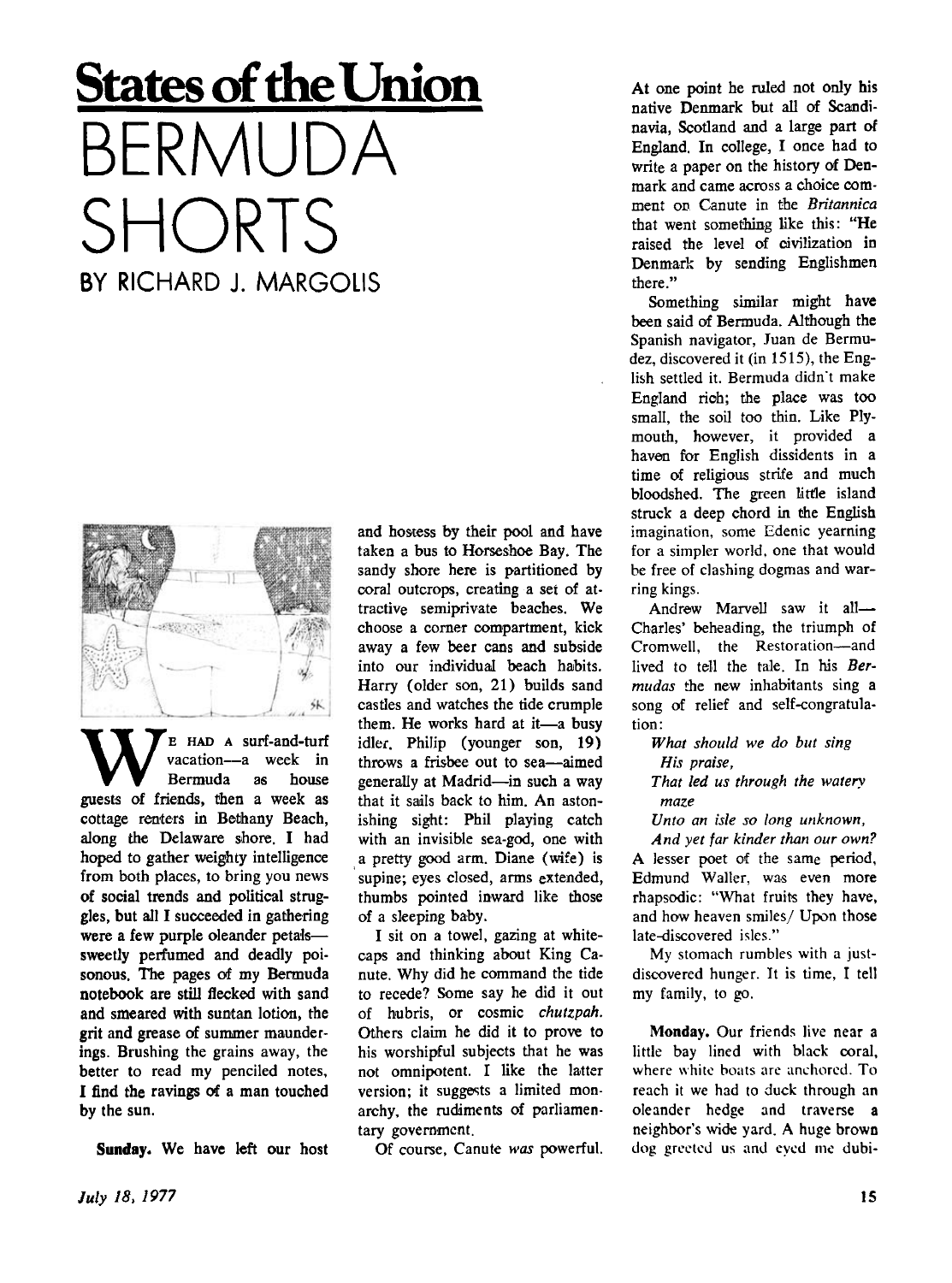# States of the Union

# BERMUDA SHORTS

## BY RICHARD J. MARGOLIS

We had a surf-and-turf vacation—a week in Bermuda as house guests of friends, then a week as cottage renters in Bethany Beach, along the Delaware shore. I had hoped to gather weighty intelligence from both places, to bring you news of social trends and political struggles, but all I succeeded in gathering were a few purple oleander petals—sweetly perfumed and deadly poisonous. The pages of my Bermuda notebook are still flecked with sand and smeared with suntan lotion, the grit and grease of summer maunderings. Brushing the grains away, the better to read my penciled notes, I find the ravings of a man touched by the sun.

**Sunday.** We have left our host and hostess by their pool and have taken a bus to Horseshoe Bay. The sandy shore here is partitioned by coral outcrops, creating a set of attractive semiprivate beaches. We choose a corner compartment, kick away a few beer cans and subside into our individual beach habits. Harry (older son, 21) builds sand castles and watches the tide crumple them. He works hard at it—a busy idler. Philip (younger son, 19) throws a frisbee out to sea—aimed generally at Madrid—in such a way that it sails back to him. An astonishing sight: Phil playing catch with an invisible sea-god, one with a pretty good arm. Diane (wife) is supine; eyes closed, arms extended, thumbs pointed inward like those of a sleeping baby.

I sit on a towel, gazing at whitecaps and thinking about King Canute. Why did he command the tide to recede? Some say he did it out of hubris, or cosmic *chutzpah.* Others claim he did it to prove to his worshipful subjects that he was not omnipotent. I like the latter version; it suggests a limited monarchy, the rudiments of parliamentary government.

Of course, Canute *was* powerful. At one point he ruled not only his native Denmark but all of Scandinavia, Scotland and a large part of England. In college, I once had to write a paper on the history of Denmark and came across a choice comment on Canute in the *Britannica* that went something like this: "He raised the level of civilization in Denmark by sending Englishmen there."

Something similar might have been said of Bermuda. Although the Spanish navigator, Juan de Bermudez, discovered it (in 1515), the English settled it. Bermuda didn't make England rich; the place was too small, the soil too thin. Like Plymouth, however, it provided a haven for English dissidents in a time of religious strife and much bloodshed. The green little island struck a deep chord in the English imagination, some Edenic yearning for a simpler world, one that would be free of clashing dogmas and warring kings.

Andrew Marvell saw it all—Charles' beheading, the triumph of Cromwell, the Restoration—and lived to tell the tale. In his *Bermudas* the new inhabitants sing a song of relief and self-congratulation:

*What should we do but sing*
*His praise,*
*That led us through the watery*
*maze*
*Unto an isle so long unknown,*
*And yet far kinder than our own?*

A lesser poet of the same period, Edmund Waller, was even more rhapsodic: "What fruits they have, and how heaven smiles/ Upon those late-discovered isles."

My stomach rumbles with a just-discovered hunger. It is time, I tell my family, to go.

**Monday.** Our friends live near a little bay lined with black coral, where white boats are anchored. To reach it we had to duck through an oleander hedge and traverse a neighbor's wide yard. A huge brown dog greeted us and eyed me dubi-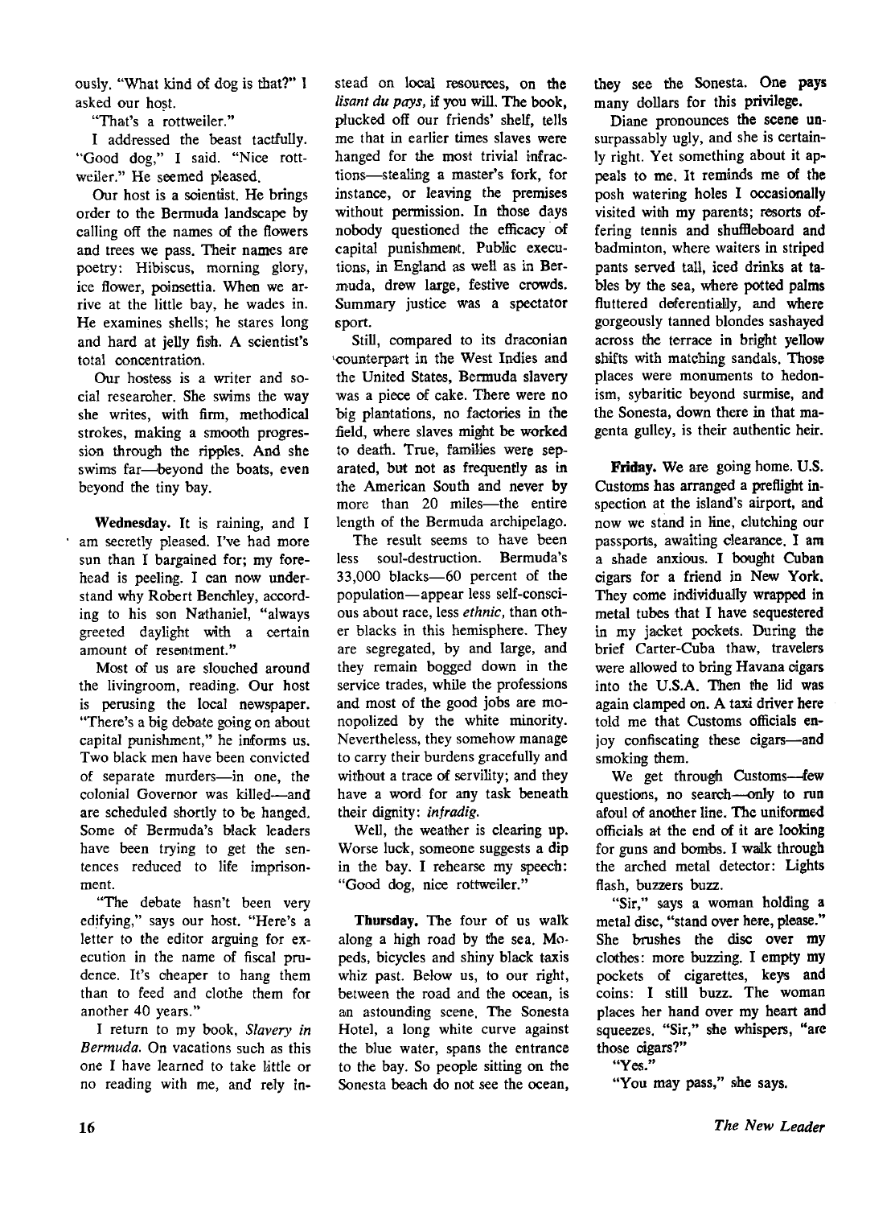ously. "What kind of dog is that?" I asked our host.

"That's a rottweiler."

I addressed the beast tactfully. "Good dog," I said. "Nice rottweiler." He seemed pleased.

Our host is a scientist. He brings order to the Bermuda landscape by calling off the names of the flowers and trees we pass. Their names are poetry: Hibiscus, morning glory, ice flower, poinsettia. When we arrive at the little bay, he wades in. He examines shells; he stares long and hard at jelly fish. A scientist's total concentration.

Our hostess is a writer and social researcher. She swims the way she writes, with firm, methodical strokes, making a smooth progression through the ripples. And she swims far—beyond the boats, even beyond the tiny bay.

**Wednesday.** It is raining, and I am secretly pleased. I've had more sun than I bargained for; my forehead is peeling. I can now understand why Robert Benchley, according to his son Nathaniel, "always greeted daylight with a certain amount of resentment."

Most of us are slouched around the livingroom, reading. Our host is perusing the local newspaper. "There's a big debate going on about capital punishment," he informs us. Two black men have been convicted of separate murders—in one, the colonial Governor was killed—and are scheduled shortly to be hanged. Some of Bermuda's black leaders have been trying to get the sentences reduced to life imprisonment.

"The debate hasn't been very edifying," says our host. "Here's a letter to the editor arguing for execution in the name of fiscal prudence. It's cheaper to hang them than to feed and clothe them for another 40 years."

I return to my book, *Slavery in Bermuda*. On vacations such as this one I have learned to take little or no reading with me, and rely instead on local resources, on the *lisant du pays*, if you will. The book, plucked off our friends' shelf, tells me that in earlier times slaves were hanged for the most trivial infractions—stealing a master's fork, for instance, or leaving the premises without permission. In those days nobody questioned the efficacy of capital punishment. Public executions, in England as well as in Bermuda, drew large, festive crowds. Summary justice was a spectator sport.

Still, compared to its draconian counterpart in the West Indies and the United States, Bermuda slavery was a piece of cake. There were no big plantations, no factories in the field, where slaves might be worked to death. True, families were separated, but not as frequently as in the American South and never by more than 20 miles—the entire length of the Bermuda archipelago.

The result seems to have been less soul-destruction. Bermuda's 33,000 blacks—60 percent of the population—appear less self-conscious about race, less *ethnic*, than other blacks in this hemisphere. They are segregated, by and large, and they remain bogged down in the service trades, while the professions and most of the good jobs are monopolized by the white minority. Nevertheless, they somehow manage to carry their burdens gracefully and without a trace of servility; and they have a word for any task beneath their dignity: *infradig*.

Well, the weather is clearing up. Worse luck, someone suggests a dip in the bay. I rehearse my speech: "Good dog, nice rottweiler."

**Thursday.** The four of us walk along a high road by the sea. Mopeds, bicycles and shiny black taxis whiz past. Below us, to our right, between the road and the ocean, is an astounding scene. The Sonesta Hotel, a long white curve against the blue water, spans the entrance to the bay. So people sitting on the Sonesta beach do not see the ocean, they see the Sonesta. One pays many dollars for this privilege.

Diane pronounces the scene unsurpassably ugly, and she is certainly right. Yet something about it appeals to me. It reminds me of the posh watering holes I occasionally visited with my parents; resorts offering tennis and shuffleboard and badminton, where waiters in striped pants served tall, iced drinks at tables by the sea, where potted palms fluttered deferentially, and where gorgeously tanned blondes sashayed across the terrace in bright yellow shifts with matching sandals. Those places were monuments to hedonism, sybaritic beyond surmise, and the Sonesta, down there in that magenta gulley, is their authentic heir.

**Friday.** We are going home. U.S. Customs has arranged a preflight inspection at the island's airport, and now we stand in line, clutching our passports, awaiting clearance. I am a shade anxious. I bought Cuban cigars for a friend in New York. They come individually wrapped in metal tubes that I have sequestered in my jacket pockets. During the brief Carter-Cuba thaw, travelers were allowed to bring Havana cigars into the U.S.A. Then the lid was again clamped on. A taxi driver here told me that Customs officials enjoy confiscating these cigars—and smoking them.

We get through Customs—few questions, no search—only to run afoul of another line. The uniformed officials at the end of it are looking for guns and bombs. I walk through the arched metal detector: Lights flash, buzzers buzz.

"Sir," says a woman holding a metal disc, "stand over here, please." She brushes the disc over my clothes: more buzzing. I empty my pockets of cigarettes, keys and coins: I still buzz. The woman places her hand over my heart and squeezes. "Sir," she whispers, "are those cigars?"

"Yes."

"You may pass," she says.